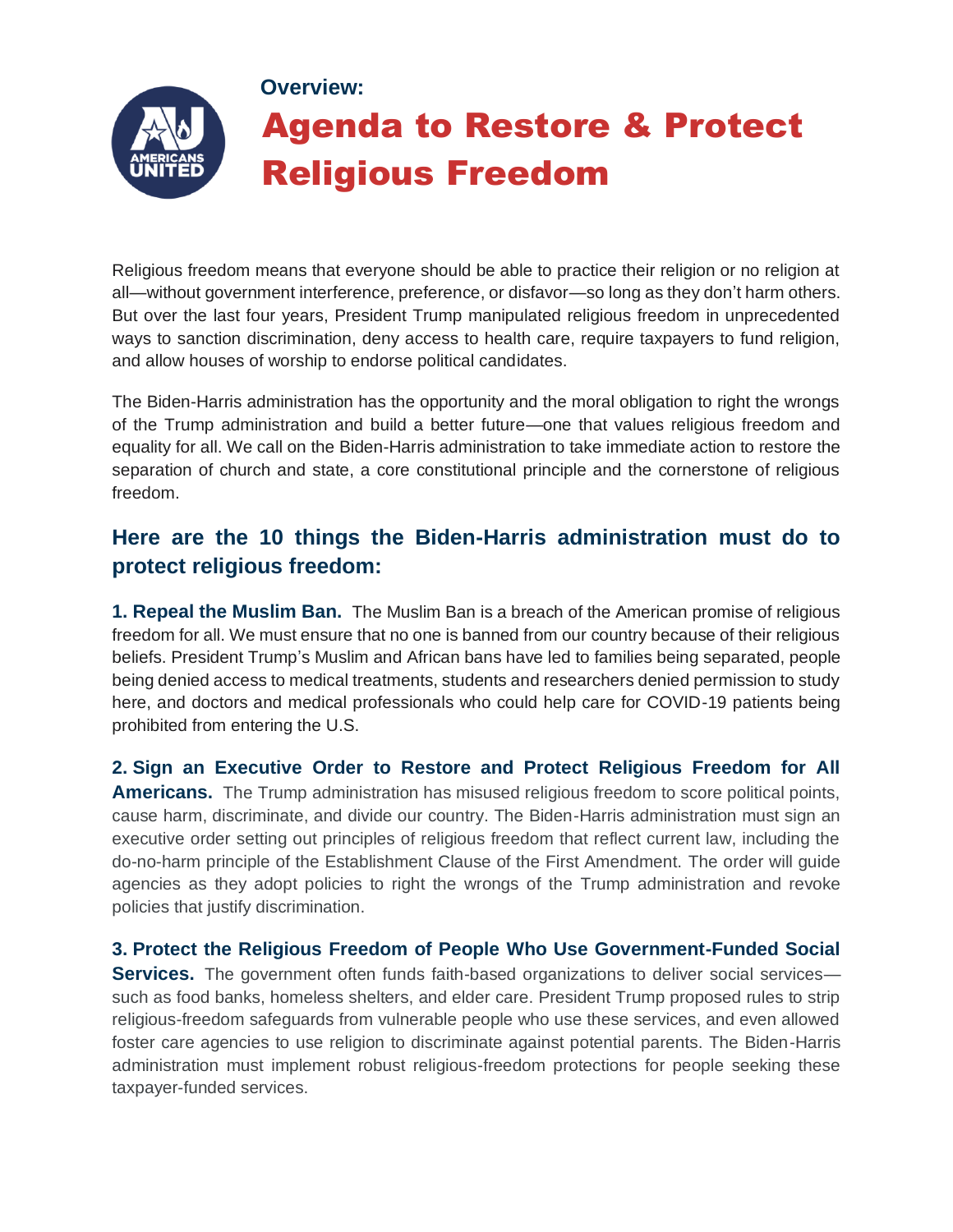Overview:

# Agenda to Restore & Protect Religious Freedom

Religious freedom means that everyone should be able to practice their religion or no religion at all—without government interference, preference, or disfavor—so long as they don't harm others. But over the last four years, President Trump manipulated religious freedom in unprecedented ways to sanction discrimination, deny access to health care, require taxpayers to fund religion, and allow houses of worship to endorse political candidates.

The Biden-Harris administration has the opportunity and the moral obligation to right the wrongs of the Trump administration and build a better future—one that values religious freedom and equality for all. We call on the Biden-Harris administration to take immediate action to restore the separation of church and state, a core constitutional principle and the cornerstone of religious freedom.

## Here are the 10 things the Biden-Harris administration must do to protect religious freedom:

**1. Repeal the Muslim Ban.** The Muslim Ban is a breach of the American promise of religious freedom for all. We must ensure that no one is banned from our country because of their religious beliefs. President Trump's Muslim and African bans have led to families being separated, people being denied access to medical treatments, students and researchers denied permission to study here, and doctors and medical professionals who could help care for COVID-19 patients being prohibited from entering the U.S.

**2. Sign an Executive Order to Restore and Protect Religious Freedom for All Americans.** The Trump administration has misused religious freedom to score political points, cause harm, discriminate, and divide our country. The Biden-Harris administration must sign an executive order setting out principles of religious freedom that reflect current law, including the do-no-harm principle of the Establishment Clause of the First Amendment. The order will guide agencies as they adopt policies to right the wrongs of the Trump administration and revoke policies that justify discrimination.

**3. Protect the Religious Freedom of People Who Use Government-Funded Social Services.** The government often funds faith-based organizations to deliver social services—such as food banks, homeless shelters, and elder care. President Trump proposed rules to strip religious-freedom safeguards from vulnerable people who use these services, and even allowed foster care agencies to use religion to discriminate against potential parents. The Biden-Harris administration must implement robust religious-freedom protections for people seeking these taxpayer-funded services.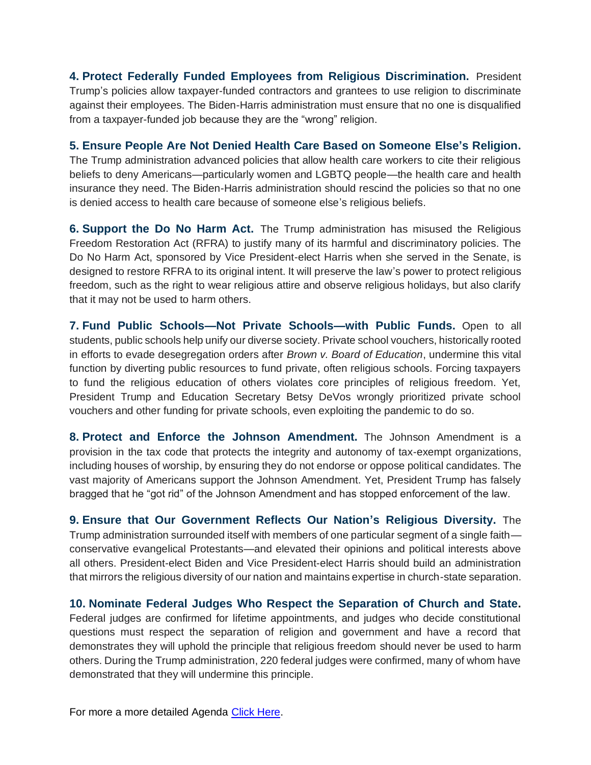**4. Protect Federally Funded Employees from Religious Discrimination.** President Trump's policies allow taxpayer-funded contractors and grantees to use religion to discriminate against their employees. The Biden-Harris administration must ensure that no one is disqualified from a taxpayer-funded job because they are the "wrong" religion.

**5. Ensure People Are Not Denied Health Care Based on Someone Else's Religion.** The Trump administration advanced policies that allow health care workers to cite their religious beliefs to deny Americans—particularly women and LGBTQ people—the health care and health insurance they need. The Biden-Harris administration should rescind the policies so that no one is denied access to health care because of someone else's religious beliefs.

**6. Support the Do No Harm Act.** The Trump administration has misused the Religious Freedom Restoration Act (RFRA) to justify many of its harmful and discriminatory policies. The Do No Harm Act, sponsored by Vice President-elect Harris when she served in the Senate, is designed to restore RFRA to its original intent. It will preserve the law's power to protect religious freedom, such as the right to wear religious attire and observe religious holidays, but also clarify that it may not be used to harm others.

**7. Fund Public Schools—Not Private Schools—with Public Funds.** Open to all students, public schools help unify our diverse society. Private school vouchers, historically rooted in efforts to evade desegregation orders after *Brown v. Board of Education*, undermine this vital function by diverting public resources to fund private, often religious schools. Forcing taxpayers to fund the religious education of others violates core principles of religious freedom. Yet, President Trump and Education Secretary Betsy DeVos wrongly prioritized private school vouchers and other funding for private schools, even exploiting the pandemic to do so.

**8. Protect and Enforce the Johnson Amendment.** The Johnson Amendment is a provision in the tax code that protects the integrity and autonomy of tax-exempt organizations, including houses of worship, by ensuring they do not endorse or oppose political candidates. The vast majority of Americans support the Johnson Amendment. Yet, President Trump has falsely bragged that he "got rid" of the Johnson Amendment and has stopped enforcement of the law.

**9. Ensure that Our Government Reflects Our Nation's Religious Diversity.** The Trump administration surrounded itself with members of one particular segment of a single faith—conservative evangelical Protestants—and elevated their opinions and political interests above all others. President-elect Biden and Vice President-elect Harris should build an administration that mirrors the religious diversity of our nation and maintains expertise in church-state separation.

**10. Nominate Federal Judges Who Respect the Separation of Church and State.** Federal judges are confirmed for lifetime appointments, and judges who decide constitutional questions must respect the separation of religion and government and have a record that demonstrates they will uphold the principle that religious freedom should never be used to harm others. During the Trump administration, 220 federal judges were confirmed, many of whom have demonstrated that they will undermine this principle.

For more a more detailed Agenda [Click Here].